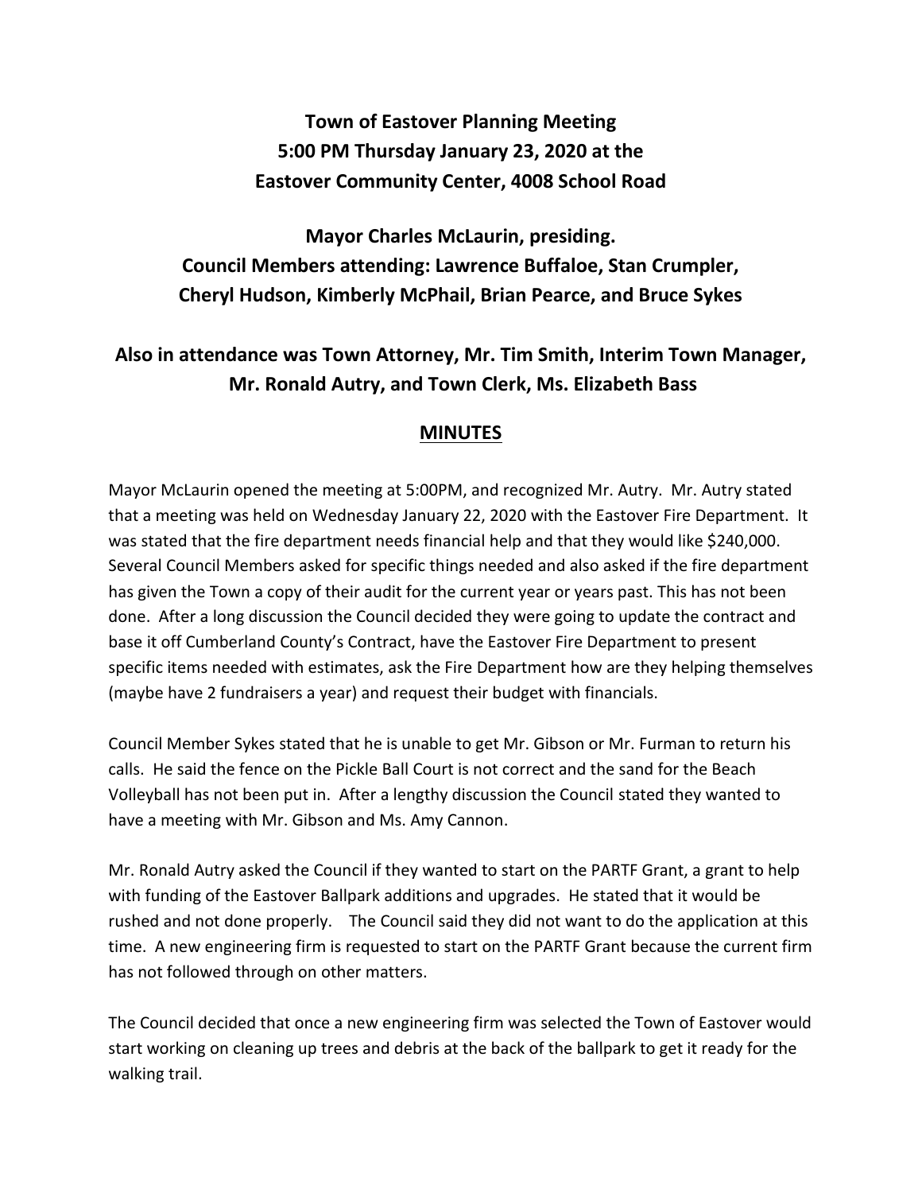# Town of Eastover Planning Meeting
# 5:00 PM Thursday January 23, 2020 at the
# Eastover Community Center, 4008 School Road

## Mayor Charles McLaurin, presiding.
## Council Members attending: Lawrence Buffaloe, Stan Crumpler, Cheryl Hudson, Kimberly McPhail, Brian Pearce, and Bruce Sykes

## Also in attendance was Town Attorney, Mr. Tim Smith, Interim Town Manager, Mr. Ronald Autry, and Town Clerk, Ms. Elizabeth Bass

## MINUTES

Mayor McLaurin opened the meeting at 5:00PM, and recognized Mr. Autry. Mr. Autry stated that a meeting was held on Wednesday January 22, 2020 with the Eastover Fire Department. It was stated that the fire department needs financial help and that they would like $240,000. Several Council Members asked for specific things needed and also asked if the fire department has given the Town a copy of their audit for the current year or years past. This has not been done. After a long discussion the Council decided they were going to update the contract and base it off Cumberland County's Contract, have the Eastover Fire Department to present specific items needed with estimates, ask the Fire Department how are they helping themselves (maybe have 2 fundraisers a year) and request their budget with financials.

Council Member Sykes stated that he is unable to get Mr. Gibson or Mr. Furman to return his calls. He said the fence on the Pickle Ball Court is not correct and the sand for the Beach Volleyball has not been put in. After a lengthy discussion the Council stated they wanted to have a meeting with Mr. Gibson and Ms. Amy Cannon.

Mr. Ronald Autry asked the Council if they wanted to start on the PARTF Grant, a grant to help with funding of the Eastover Ballpark additions and upgrades. He stated that it would be rushed and not done properly. The Council said they did not want to do the application at this time. A new engineering firm is requested to start on the PARTF Grant because the current firm has not followed through on other matters.

The Council decided that once a new engineering firm was selected the Town of Eastover would start working on cleaning up trees and debris at the back of the ballpark to get it ready for the walking trail.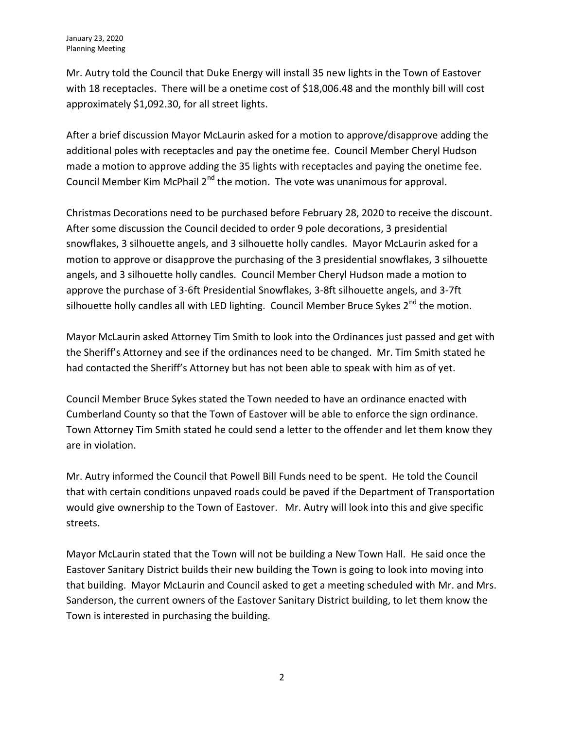Mr. Autry told the Council that Duke Energy will install 35 new lights in the Town of Eastover with 18 receptacles. There will be a onetime cost of $18,006.48 and the monthly bill will cost approximately $1,092.30, for all street lights.

After a brief discussion Mayor McLaurin asked for a motion to approve/disapprove adding the additional poles with receptacles and pay the onetime fee. Council Member Cheryl Hudson made a motion to approve adding the 35 lights with receptacles and paying the onetime fee. Council Member Kim McPhail 2nd the motion. The vote was unanimous for approval.

Christmas Decorations need to be purchased before February 28, 2020 to receive the discount. After some discussion the Council decided to order 9 pole decorations, 3 presidential snowflakes, 3 silhouette angels, and 3 silhouette holly candles. Mayor McLaurin asked for a motion to approve or disapprove the purchasing of the 3 presidential snowflakes, 3 silhouette angels, and 3 silhouette holly candles. Council Member Cheryl Hudson made a motion to approve the purchase of 3-6ft Presidential Snowflakes, 3-8ft silhouette angels, and 3-7ft silhouette holly candles all with LED lighting. Council Member Bruce Sykes 2nd the motion.

Mayor McLaurin asked Attorney Tim Smith to look into the Ordinances just passed and get with the Sheriff's Attorney and see if the ordinances need to be changed. Mr. Tim Smith stated he had contacted the Sheriff's Attorney but has not been able to speak with him as of yet.

Council Member Bruce Sykes stated the Town needed to have an ordinance enacted with Cumberland County so that the Town of Eastover will be able to enforce the sign ordinance. Town Attorney Tim Smith stated he could send a letter to the offender and let them know they are in violation.

Mr. Autry informed the Council that Powell Bill Funds need to be spent. He told the Council that with certain conditions unpaved roads could be paved if the Department of Transportation would give ownership to the Town of Eastover. Mr. Autry will look into this and give specific streets.

Mayor McLaurin stated that the Town will not be building a New Town Hall. He said once the Eastover Sanitary District builds their new building the Town is going to look into moving into that building. Mayor McLaurin and Council asked to get a meeting scheduled with Mr. and Mrs. Sanderson, the current owners of the Eastover Sanitary District building, to let them know the Town is interested in purchasing the building.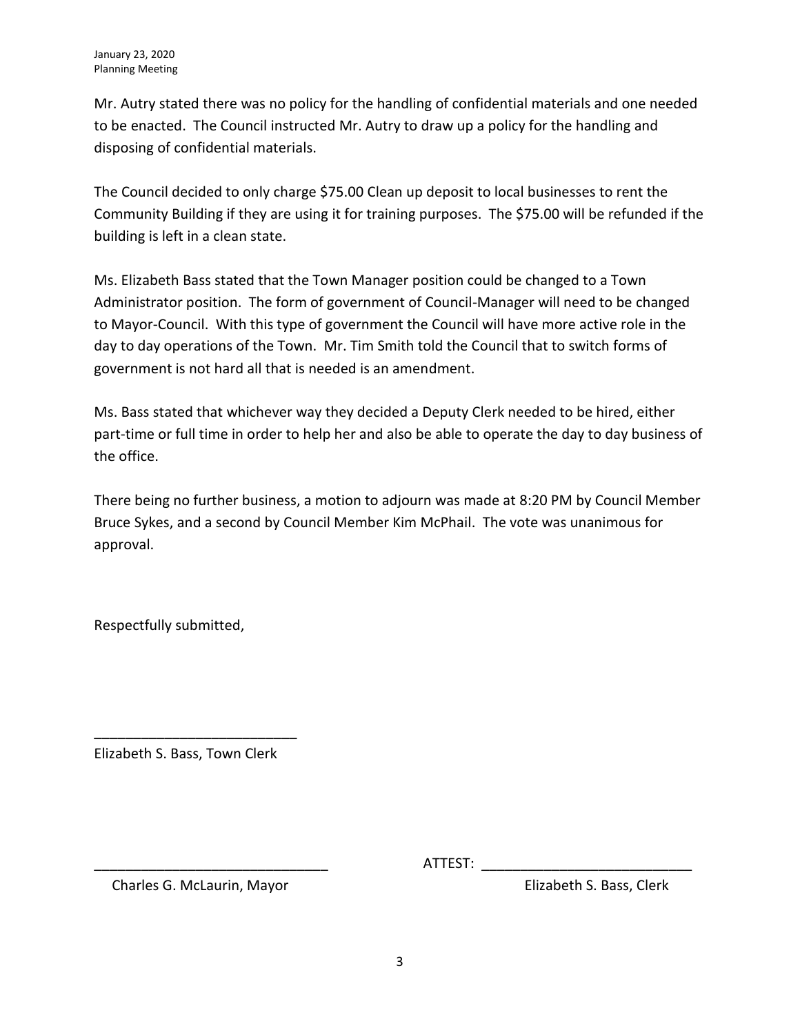Mr. Autry stated there was no policy for the handling of confidential materials and one needed to be enacted. The Council instructed Mr. Autry to draw up a policy for the handling and disposing of confidential materials.

The Council decided to only charge $75.00 Clean up deposit to local businesses to rent the Community Building if they are using it for training purposes. The $75.00 will be refunded if the building is left in a clean state.

Ms. Elizabeth Bass stated that the Town Manager position could be changed to a Town Administrator position. The form of government of Council-Manager will need to be changed to Mayor-Council. With this type of government the Council will have more active role in the day to day operations of the Town. Mr. Tim Smith told the Council that to switch forms of government is not hard all that is needed is an amendment.

Ms. Bass stated that whichever way they decided a Deputy Clerk needed to be hired, either part-time or full time in order to help her and also be able to operate the day to day business of the office.

There being no further business, a motion to adjourn was made at 8:20 PM by Council Member Bruce Sykes, and a second by Council Member Kim McPhail. The vote was unanimous for approval.

Respectfully submitted,

__________________________
Elizabeth S. Bass, Town Clerk

______________________________ ATTEST: ___________________________
Charles G. McLaurin, Mayor Elizabeth S. Bass, Clerk